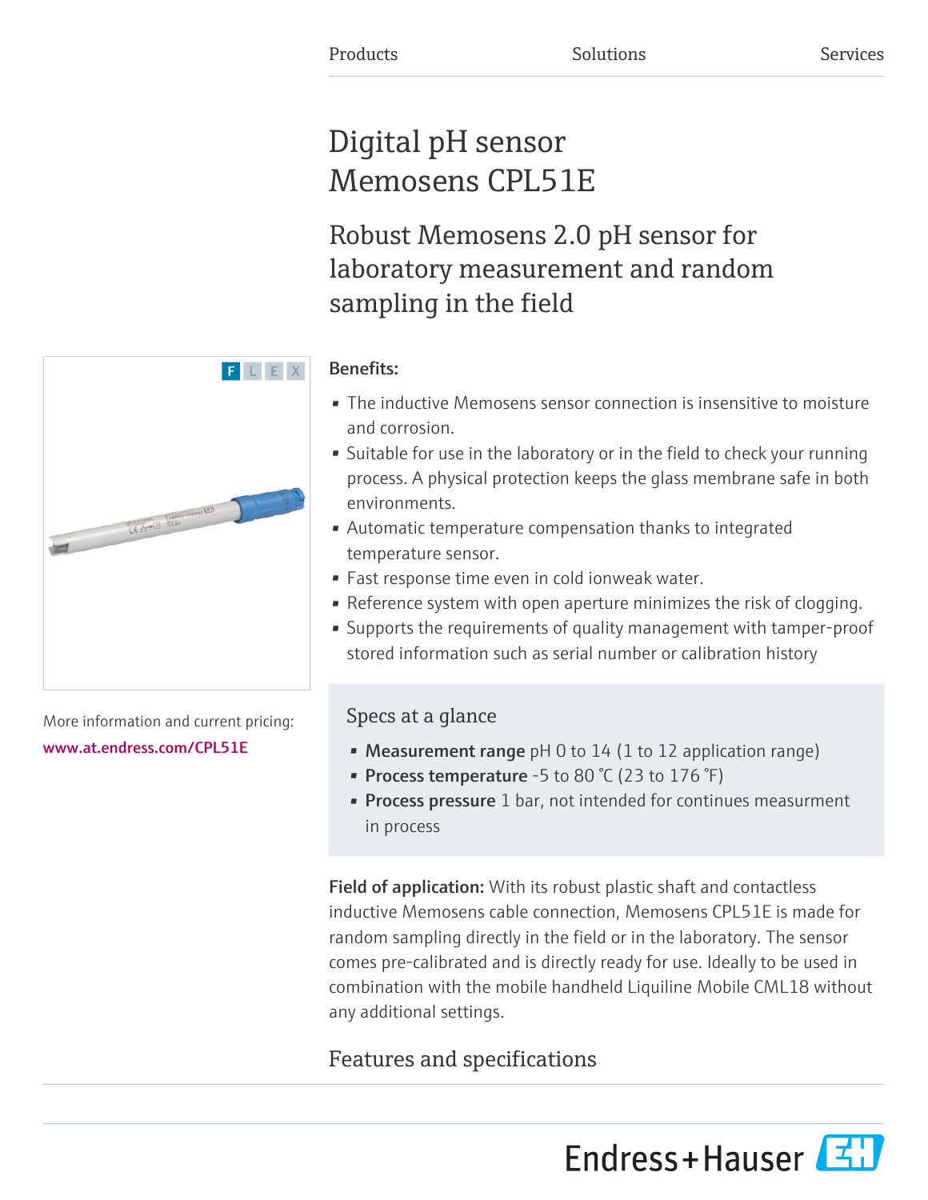Products Solutions Services

# Digital pH sensor Memosens CPL51E

## Robust Memosens 2.0 pH sensor for laboratory measurement and random sampling in the field

F L E X

More information and current pricing:
www.at.endress.com/CPL51E

**Benefits:**

- The inductive Memosens sensor connection is insensitive to moisture and corrosion.
- Suitable for use in the laboratory or in the field to check your running process. A physical protection keeps the glass membrane safe in both environments.
- Automatic temperature compensation thanks to integrated temperature sensor.
- Fast response time even in cold ionweak water.
- Reference system with open aperture minimizes the risk of clogging.
- Supports the requirements of quality management with tamper-proof stored information such as serial number or calibration history

### Specs at a glance

- **Measurement range** pH 0 to 14 (1 to 12 application range)
- **Process temperature** -5 to 80 °C (23 to 176 °F)
- **Process pressure** 1 bar, not intended for continues measurment in process

**Field of application:** With its robust plastic shaft and contactless inductive Memosens cable connection, Memosens CPL51E is made for random sampling directly in the field or in the laboratory. The sensor comes pre-calibrated and is directly ready for use. Ideally to be used in combination with the mobile handheld Liquiline Mobile CML18 without any additional settings.

## Features and specifications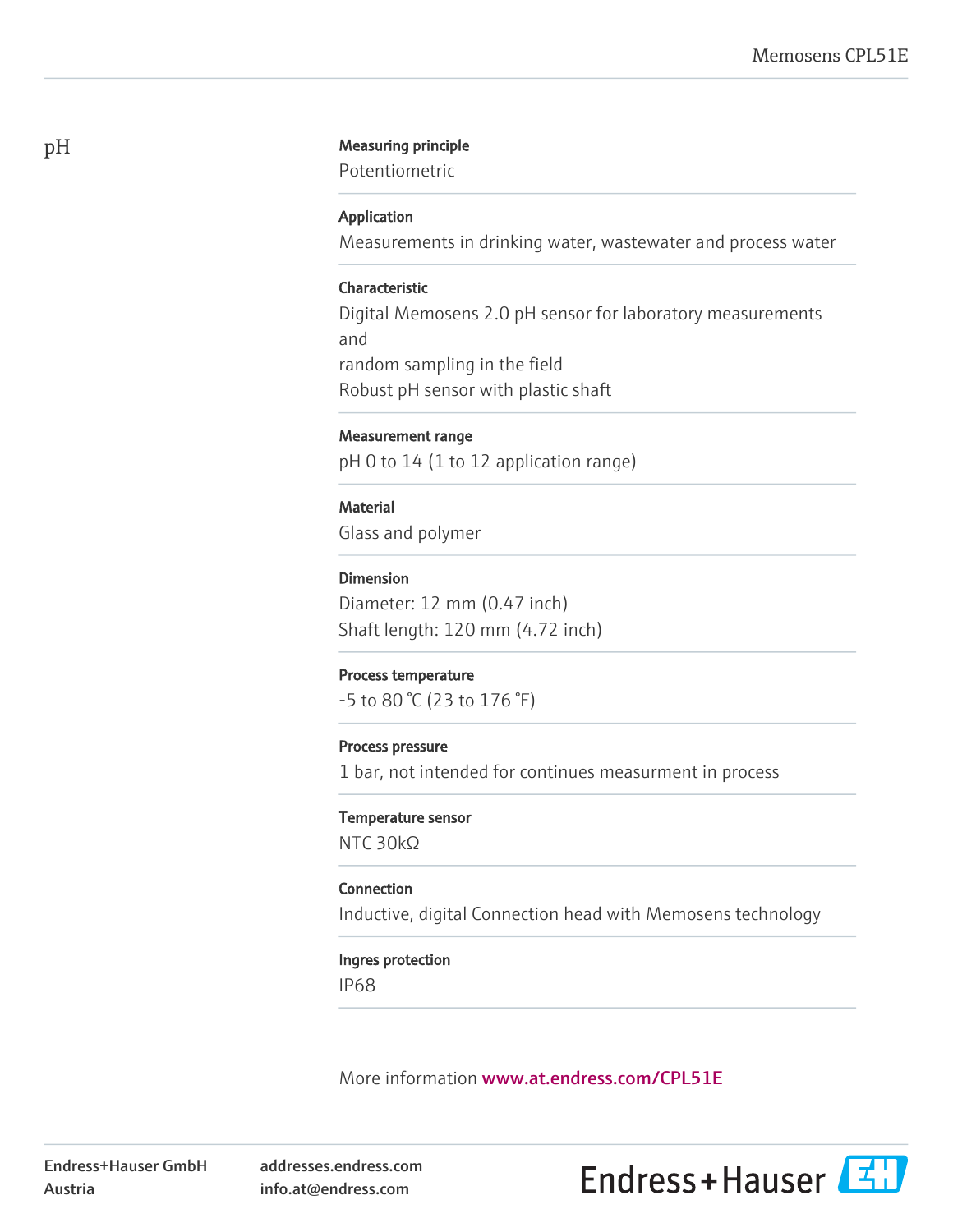## pH

**Measuring principle**
Potentiometric

**Application**
Measurements in drinking water, wastewater and process water

**Characteristic**
Digital Memosens 2.0 pH sensor for laboratory measurements and
random sampling in the field
Robust pH sensor with plastic shaft

**Measurement range**
pH 0 to 14 (1 to 12 application range)

**Material**
Glass and polymer

**Dimension**
Diameter: 12 mm (0.47 inch)
Shaft length: 120 mm (4.72 inch)

**Process temperature**
-5 to 80 °C (23 to 176 °F)

**Process pressure**
1 bar, not intended for continues measurment in process

**Temperature sensor**
NTC 30kΩ

**Connection**
Inductive, digital Connection head with Memosens technology

**Ingres protection**
IP68

More information **www.at.endress.com/CPL51E**

Endress+Hauser GmbH
Austria

addresses.endress.com
info.at@endress.com